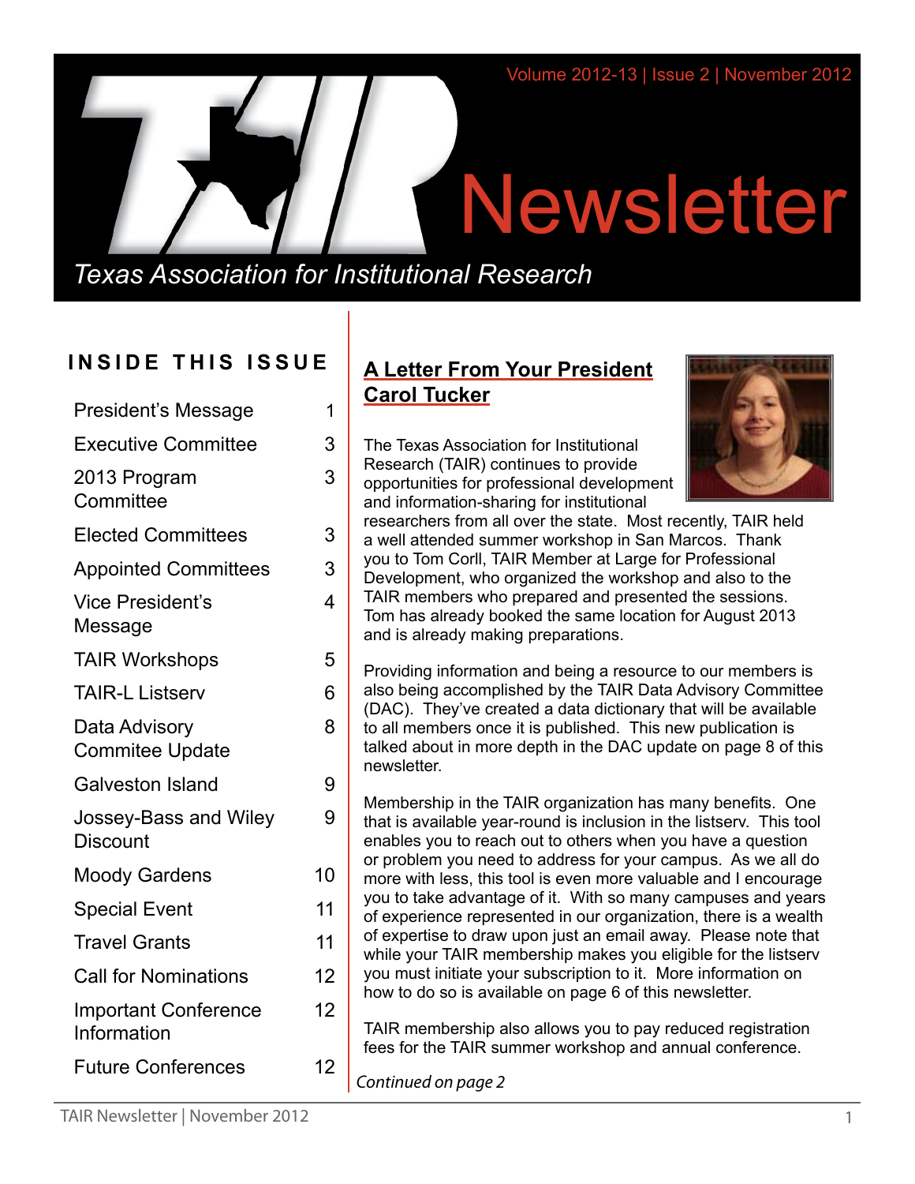Volume 2012-13 | Issue 2 | November 2012

# TAIR Newsletter

*Texas Association for Institutional Research*

## INSIDE THIS ISSUE

| | |
|---|---|
| President's Message | 1 |
| Executive Committee | 3 |
| 2013 Program Committee | 3 |
| Elected Committees | 3 |
| Appointed Committees | 3 |
| Vice President's Message | 4 |
| TAIR Workshops | 5 |
| TAIR-L Listserv | 6 |
| Data Advisory Commitee Update | 8 |
| Galveston Island | 9 |
| Jossey-Bass and Wiley Discount | 9 |
| Moody Gardens | 10 |
| Special Event | 11 |
| Travel Grants | 11 |
| Call for Nominations | 12 |
| Important Conference Information | 12 |
| Future Conferences | 12 |

## A Letter From Your President Carol Tucker

The Texas Association for Institutional Research (TAIR) continues to provide opportunities for professional development and information-sharing for institutional researchers from all over the state. Most recently, TAIR held a well attended summer workshop in San Marcos. Thank you to Tom Corll, TAIR Member at Large for Professional Development, who organized the workshop and also to the TAIR members who prepared and presented the sessions. Tom has already booked the same location for August 2013 and is already making preparations.

Providing information and being a resource to our members is also being accomplished by the TAIR Data Advisory Committee (DAC). They've created a data dictionary that will be available to all members once it is published. This new publication is talked about in more depth in the DAC update on page 8 of this newsletter.

Membership in the TAIR organization has many benefits. One that is available year-round is inclusion in the listserv. This tool enables you to reach out to others when you have a question or problem you need to address for your campus. As we all do more with less, this tool is even more valuable and I encourage you to take advantage of it. With so many campuses and years of experience represented in our organization, there is a wealth of expertise to draw upon just an email away. Please note that while your TAIR membership makes you eligible for the listserv you must initiate your subscription to it. More information on how to do so is available on page 6 of this newsletter.

TAIR membership also allows you to pay reduced registration fees for the TAIR summer workshop and annual conference.

*Continued on page 2*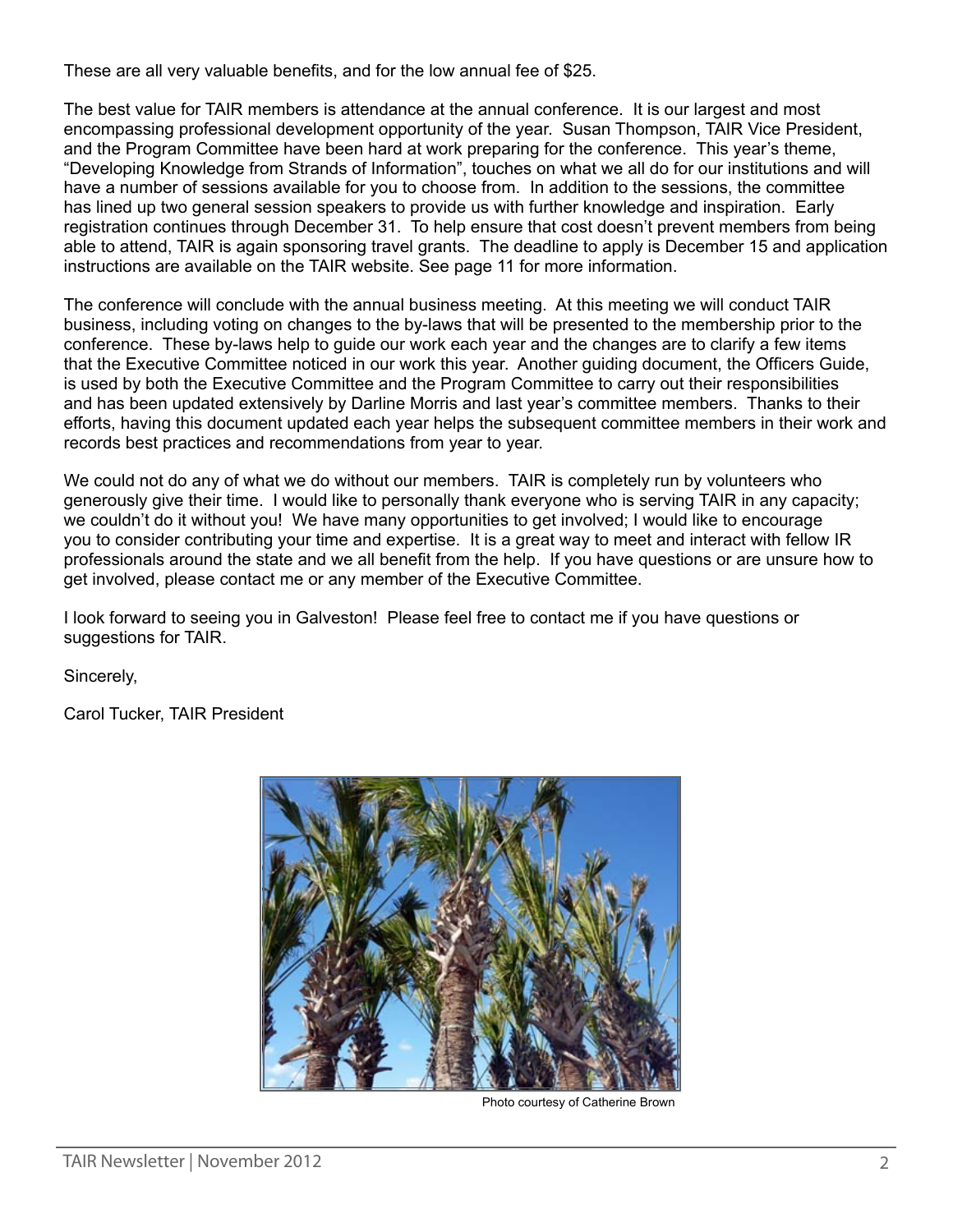These are all very valuable benefits, and for the low annual fee of $25.

The best value for TAIR members is attendance at the annual conference. It is our largest and most encompassing professional development opportunity of the year. Susan Thompson, TAIR Vice President, and the Program Committee have been hard at work preparing for the conference. This year's theme, "Developing Knowledge from Strands of Information", touches on what we all do for our institutions and will have a number of sessions available for you to choose from. In addition to the sessions, the committee has lined up two general session speakers to provide us with further knowledge and inspiration. Early registration continues through December 31. To help ensure that cost doesn't prevent members from being able to attend, TAIR is again sponsoring travel grants. The deadline to apply is December 15 and application instructions are available on the TAIR website. See page 11 for more information.

The conference will conclude with the annual business meeting. At this meeting we will conduct TAIR business, including voting on changes to the by-laws that will be presented to the membership prior to the conference. These by-laws help to guide our work each year and the changes are to clarify a few items that the Executive Committee noticed in our work this year. Another guiding document, the Officers Guide, is used by both the Executive Committee and the Program Committee to carry out their responsibilities and has been updated extensively by Darline Morris and last year's committee members. Thanks to their efforts, having this document updated each year helps the subsequent committee members in their work and records best practices and recommendations from year to year.

We could not do any of what we do without our members. TAIR is completely run by volunteers who generously give their time. I would like to personally thank everyone who is serving TAIR in any capacity; we couldn't do it without you! We have many opportunities to get involved; I would like to encourage you to consider contributing your time and expertise. It is a great way to meet and interact with fellow IR professionals around the state and we all benefit from the help. If you have questions or are unsure how to get involved, please contact me or any member of the Executive Committee.

I look forward to seeing you in Galveston! Please feel free to contact me if you have questions or suggestions for TAIR.

Sincerely,

Carol Tucker, TAIR President

Photo courtesy of Catherine Brown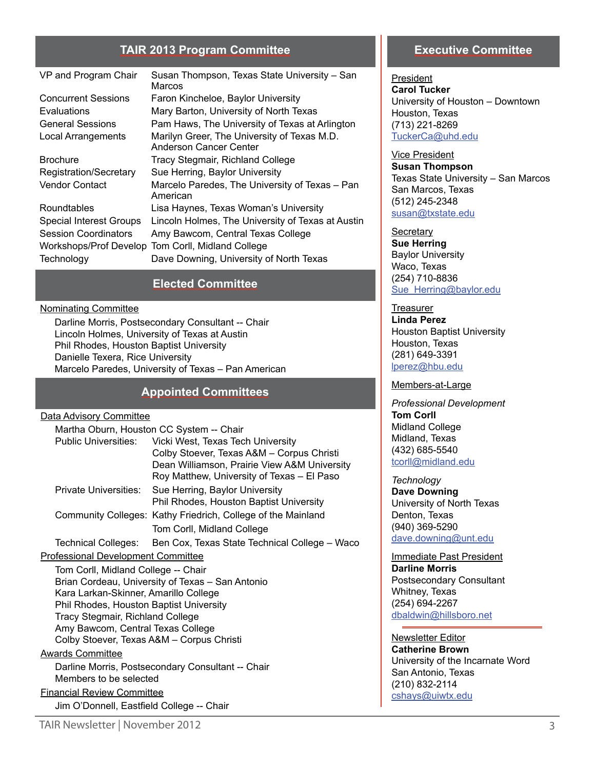## TAIR 2013 Program Committee

| Role | Name |
|---|---|
| VP and Program Chair | Susan Thompson, Texas State University – San Marcos |
| Concurrent Sessions | Faron Kincheloe, Baylor University |
| Evaluations | Mary Barton, University of North Texas |
| General Sessions | Pam Haws, The University of Texas at Arlington |
| Local Arrangements | Marilyn Greer, The University of Texas M.D. Anderson Cancer Center |
| Brochure | Tracy Stegmair, Richland College |
| Registration/Secretary | Sue Herring, Baylor University |
| Vendor Contact | Marcelo Paredes, The University of Texas – Pan American |
| Roundtables | Lisa Haynes, Texas Woman's University |
| Special Interest Groups | Lincoln Holmes, The University of Texas at Austin |
| Session Coordinators | Amy Bawcom, Central Texas College |
| Workshops/Prof Develop | Tom Corll, Midland College |
| Technology | Dave Downing, University of North Texas |

## Elected Committee

Nominating Committee

- Darline Morris, Postsecondary Consultant -- Chair
- Lincoln Holmes, University of Texas at Austin
- Phil Rhodes, Houston Baptist University
- Danielle Texera, Rice University
- Marcelo Paredes, University of Texas – Pan American

## Appointed Committees

Data Advisory Committee

Martha Oburn, Houston CC System -- Chair

| | |
|---|---|
| Public Universities: | Vicki West, Texas Tech University |
| | Colby Stoever, Texas A&M – Corpus Christi |
| | Dean Williamson, Prairie View A&M University |
| | Roy Matthew, University of Texas – El Paso |
| Private Universities: | Sue Herring, Baylor University |
| | Phil Rhodes, Houston Baptist University |
| Community Colleges: | Kathy Friedrich, College of the Mainland |
| | Tom Corll, Midland College |
| Technical Colleges: | Ben Cox, Texas State Technical College – Waco |

Professional Development Committee

- Tom Corll, Midland College -- Chair
- Brian Cordeau, University of Texas – San Antonio
- Kara Larkan-Skinner, Amarillo College
- Phil Rhodes, Houston Baptist University
- Tracy Stegmair, Richland College
- Amy Bawcom, Central Texas College
- Colby Stoever, Texas A&M – Corpus Christi

Awards Committee

- Darline Morris, Postsecondary Consultant -- Chair
- Members to be selected

Financial Review Committee

- Jim O'Donnell, Eastfield College -- Chair

## Executive Committee

President
**Carol Tucker**
University of Houston – Downtown
Houston, Texas
(713) 221-8269
TuckerCa@uhd.edu

Vice President
**Susan Thompson**
Texas State University – San Marcos
San Marcos, Texas
(512) 245-2348
susan@txstate.edu

Secretary
**Sue Herring**
Baylor University
Waco, Texas
(254) 710-8836
Sue_Herring@baylor.edu

Treasurer
**Linda Perez**
Houston Baptist University
Houston, Texas
(281) 649-3391
lperez@hbu.edu

Members-at-Large

*Professional Development*
**Tom Corll**
Midland College
Midland, Texas
(432) 685-5540
tcorll@midland.edu

*Technology*
**Dave Downing**
University of North Texas
Denton, Texas
(940) 369-5290
dave.downing@unt.edu

Immediate Past President
**Darline Morris**
Postsecondary Consultant
Whitney, Texas
(254) 694-2267
dbaldwin@hillsboro.net

Newsletter Editor
**Catherine Brown**
University of the Incarnate Word
San Antonio, Texas
(210) 832-2114
cshays@uiwtx.edu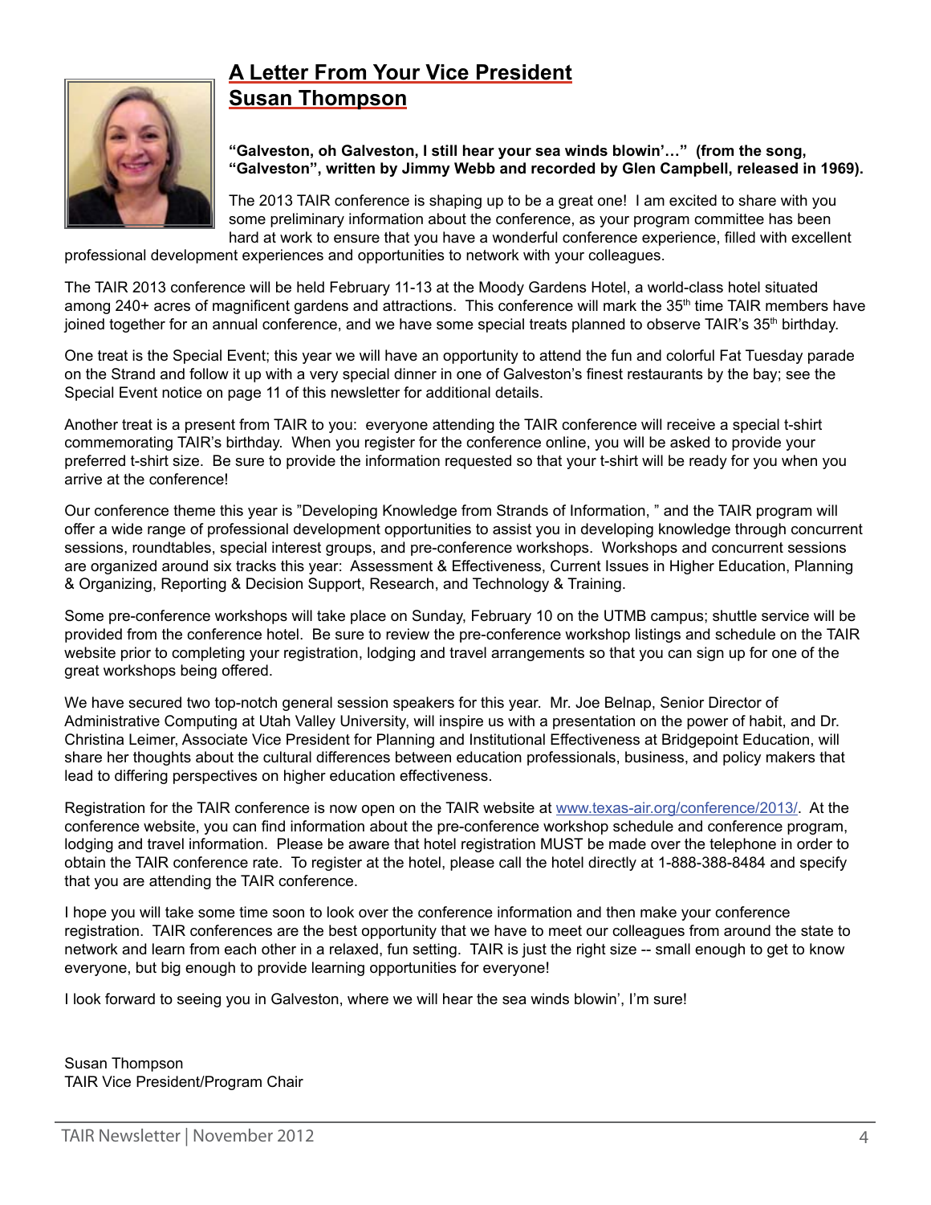## A Letter From Your Vice President
## Susan Thompson

**"Galveston, oh Galveston, I still hear your sea winds blowin'…" (from the song, "Galveston", written by Jimmy Webb and recorded by Glen Campbell, released in 1969).**

The 2013 TAIR conference is shaping up to be a great one! I am excited to share with you some preliminary information about the conference, as your program committee has been hard at work to ensure that you have a wonderful conference experience, filled with excellent professional development experiences and opportunities to network with your colleagues.

The TAIR 2013 conference will be held February 11-13 at the Moody Gardens Hotel, a world-class hotel situated among 240+ acres of magnificent gardens and attractions. This conference will mark the 35th time TAIR members have joined together for an annual conference, and we have some special treats planned to observe TAIR's 35th birthday.

One treat is the Special Event; this year we will have an opportunity to attend the fun and colorful Fat Tuesday parade on the Strand and follow it up with a very special dinner in one of Galveston's finest restaurants by the bay; see the Special Event notice on page 11 of this newsletter for additional details.

Another treat is a present from TAIR to you: everyone attending the TAIR conference will receive a special t-shirt commemorating TAIR's birthday. When you register for the conference online, you will be asked to provide your preferred t-shirt size. Be sure to provide the information requested so that your t-shirt will be ready for you when you arrive at the conference!

Our conference theme this year is "Developing Knowledge from Strands of Information, " and the TAIR program will offer a wide range of professional development opportunities to assist you in developing knowledge through concurrent sessions, roundtables, special interest groups, and pre-conference workshops. Workshops and concurrent sessions are organized around six tracks this year: Assessment & Effectiveness, Current Issues in Higher Education, Planning & Organizing, Reporting & Decision Support, Research, and Technology & Training.

Some pre-conference workshops will take place on Sunday, February 10 on the UTMB campus; shuttle service will be provided from the conference hotel. Be sure to review the pre-conference workshop listings and schedule on the TAIR website prior to completing your registration, lodging and travel arrangements so that you can sign up for one of the great workshops being offered.

We have secured two top-notch general session speakers for this year. Mr. Joe Belnap, Senior Director of Administrative Computing at Utah Valley University, will inspire us with a presentation on the power of habit, and Dr. Christina Leimer, Associate Vice President for Planning and Institutional Effectiveness at Bridgepoint Education, will share her thoughts about the cultural differences between education professionals, business, and policy makers that lead to differing perspectives on higher education effectiveness.

Registration for the TAIR conference is now open on the TAIR website at [www.texas-air.org/conference/2013/](http://www.texas-air.org/conference/2013/). At the conference website, you can find information about the pre-conference workshop schedule and conference program, lodging and travel information. Please be aware that hotel registration MUST be made over the telephone in order to obtain the TAIR conference rate. To register at the hotel, please call the hotel directly at 1-888-388-8484 and specify that you are attending the TAIR conference.

I hope you will take some time soon to look over the conference information and then make your conference registration. TAIR conferences are the best opportunity that we have to meet our colleagues from around the state to network and learn from each other in a relaxed, fun setting. TAIR is just the right size -- small enough to get to know everyone, but big enough to provide learning opportunities for everyone!

I look forward to seeing you in Galveston, where we will hear the sea winds blowin', I'm sure!

Susan Thompson
TAIR Vice President/Program Chair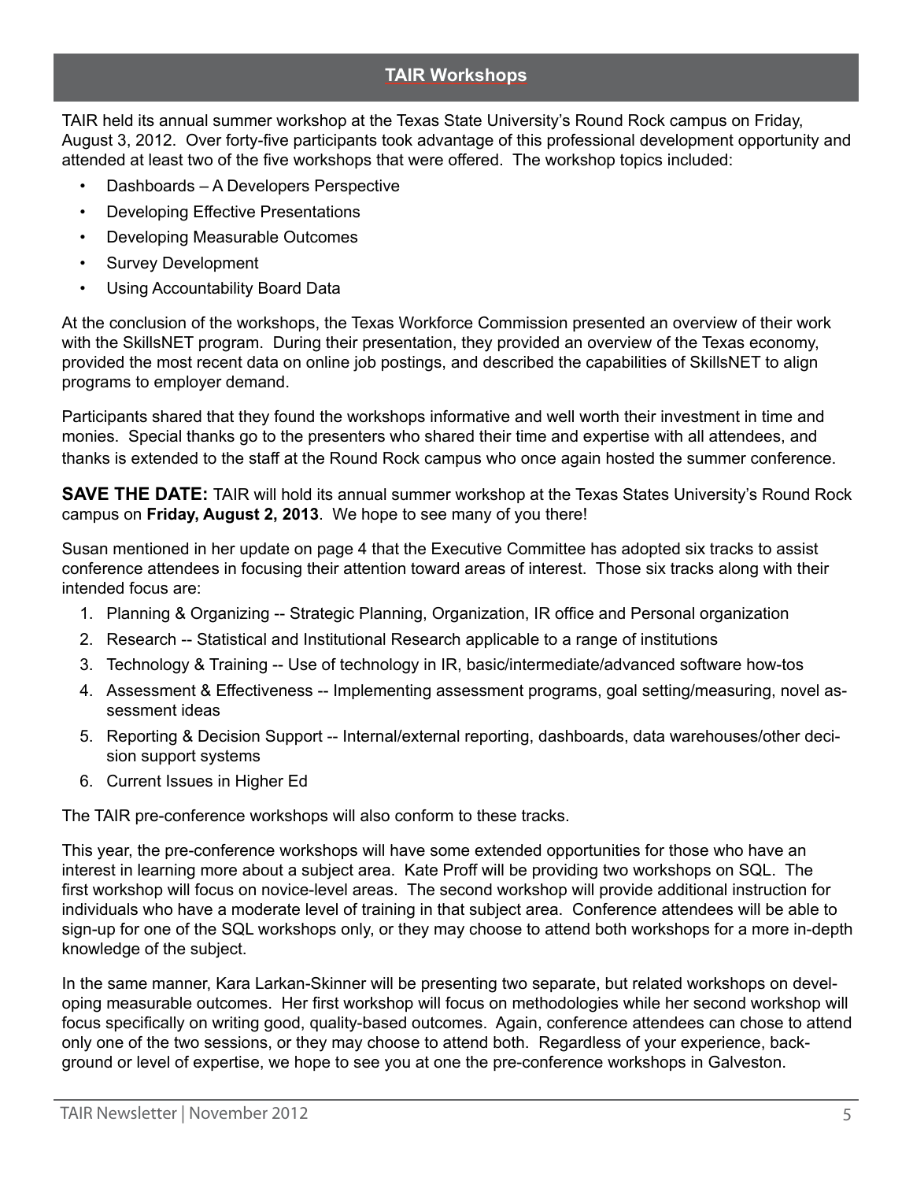## TAIR Workshops

TAIR held its annual summer workshop at the Texas State University's Round Rock campus on Friday, August 3, 2012. Over forty-five participants took advantage of this professional development opportunity and attended at least two of the five workshops that were offered. The workshop topics included:

- Dashboards – A Developers Perspective
- Developing Effective Presentations
- Developing Measurable Outcomes
- Survey Development
- Using Accountability Board Data

At the conclusion of the workshops, the Texas Workforce Commission presented an overview of their work with the SkillsNET program. During their presentation, they provided an overview of the Texas economy, provided the most recent data on online job postings, and described the capabilities of SkillsNET to align programs to employer demand.

Participants shared that they found the workshops informative and well worth their investment in time and monies. Special thanks go to the presenters who shared their time and expertise with all attendees, and thanks is extended to the staff at the Round Rock campus who once again hosted the summer conference.

**SAVE THE DATE:** TAIR will hold its annual summer workshop at the Texas States University's Round Rock campus on **Friday, August 2, 2013**. We hope to see many of you there!

Susan mentioned in her update on page 4 that the Executive Committee has adopted six tracks to assist conference attendees in focusing their attention toward areas of interest. Those six tracks along with their intended focus are:

1. Planning & Organizing -- Strategic Planning, Organization, IR office and Personal organization
2. Research -- Statistical and Institutional Research applicable to a range of institutions
3. Technology & Training -- Use of technology in IR, basic/intermediate/advanced software how-tos
4. Assessment & Effectiveness -- Implementing assessment programs, goal setting/measuring, novel assessment ideas
5. Reporting & Decision Support -- Internal/external reporting, dashboards, data warehouses/other decision support systems
6. Current Issues in Higher Ed

The TAIR pre-conference workshops will also conform to these tracks.

This year, the pre-conference workshops will have some extended opportunities for those who have an interest in learning more about a subject area. Kate Proff will be providing two workshops on SQL. The first workshop will focus on novice-level areas. The second workshop will provide additional instruction for individuals who have a moderate level of training in that subject area. Conference attendees will be able to sign-up for one of the SQL workshops only, or they may choose to attend both workshops for a more in-depth knowledge of the subject.

In the same manner, Kara Larkan-Skinner will be presenting two separate, but related workshops on developing measurable outcomes. Her first workshop will focus on methodologies while her second workshop will focus specifically on writing good, quality-based outcomes. Again, conference attendees can chose to attend only one of the two sessions, or they may choose to attend both. Regardless of your experience, background or level of expertise, we hope to see you at one the pre-conference workshops in Galveston.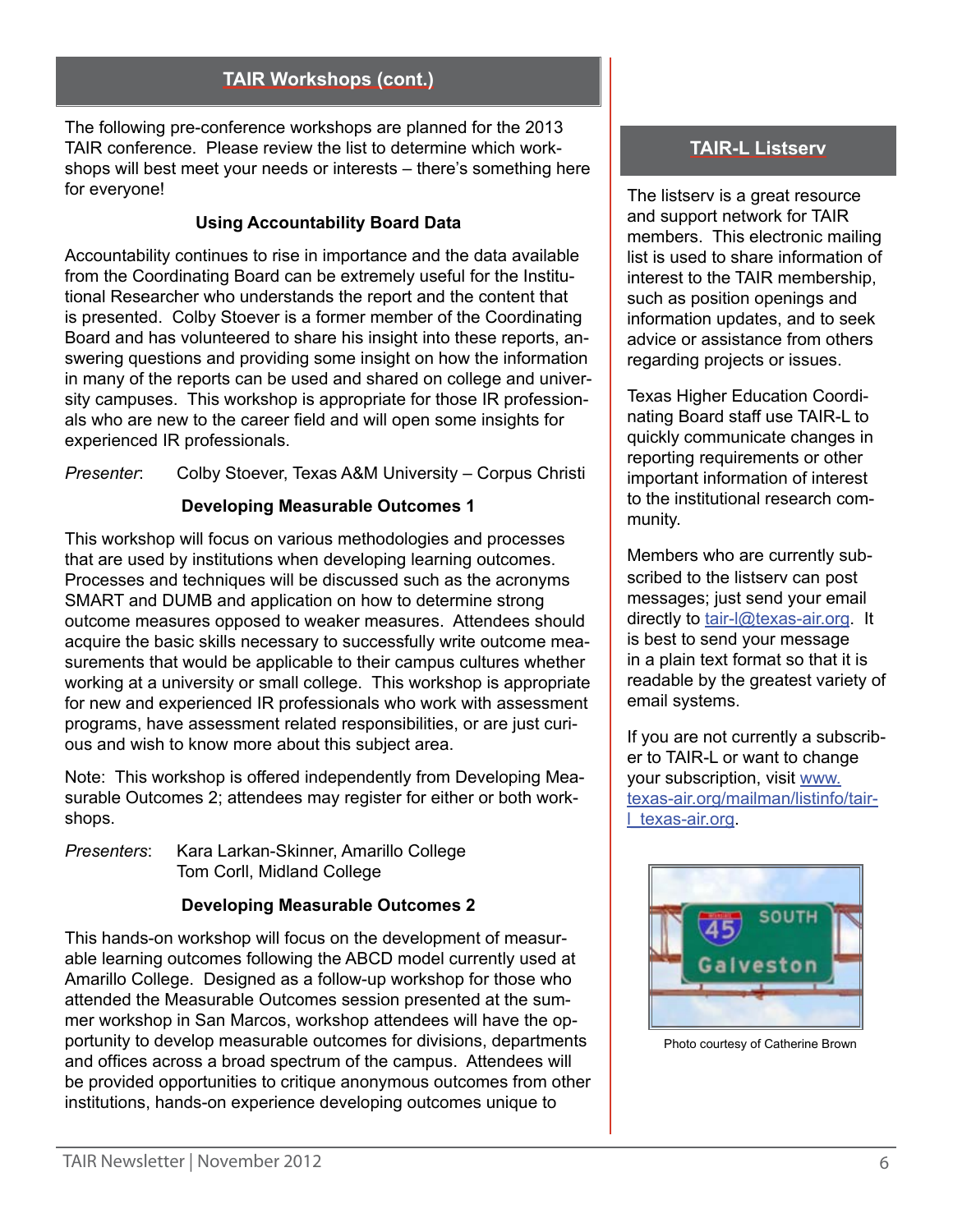## TAIR Workshops (cont.)

The following pre-conference workshops are planned for the 2013 TAIR conference. Please review the list to determine which workshops will best meet your needs or interests – there's something here for everyone!

### Using Accountability Board Data

Accountability continues to rise in importance and the data available from the Coordinating Board can be extremely useful for the Institutional Researcher who understands the report and the content that is presented. Colby Stoever is a former member of the Coordinating Board and has volunteered to share his insight into these reports, answering questions and providing some insight on how the information in many of the reports can be used and shared on college and university campuses. This workshop is appropriate for those IR professionals who are new to the career field and will open some insights for experienced IR professionals.

*Presenter*: Colby Stoever, Texas A&M University – Corpus Christi

### Developing Measurable Outcomes 1

This workshop will focus on various methodologies and processes that are used by institutions when developing learning outcomes. Processes and techniques will be discussed such as the acronyms SMART and DUMB and application on how to determine strong outcome measures opposed to weaker measures. Attendees should acquire the basic skills necessary to successfully write outcome measurements that would be applicable to their campus cultures whether working at a university or small college. This workshop is appropriate for new and experienced IR professionals who work with assessment programs, have assessment related responsibilities, or are just curious and wish to know more about this subject area.

Note: This workshop is offered independently from Developing Measurable Outcomes 2; attendees may register for either or both workshops.

*Presenters*: Kara Larkan-Skinner, Amarillo College
Tom Corll, Midland College

### Developing Measurable Outcomes 2

This hands-on workshop will focus on the development of measurable learning outcomes following the ABCD model currently used at Amarillo College. Designed as a follow-up workshop for those who attended the Measurable Outcomes session presented at the summer workshop in San Marcos, workshop attendees will have the opportunity to develop measurable outcomes for divisions, departments and offices across a broad spectrum of the campus. Attendees will be provided opportunities to critique anonymous outcomes from other institutions, hands-on experience developing outcomes unique to

## TAIR-L Listserv

The listserv is a great resource and support network for TAIR members. This electronic mailing list is used to share information of interest to the TAIR membership, such as position openings and information updates, and to seek advice or assistance from others regarding projects or issues.

Texas Higher Education Coordinating Board staff use TAIR-L to quickly communicate changes in reporting requirements or other important information of interest to the institutional research community.

Members who are currently subscribed to the listserv can post messages; just send your email directly to tair-l@texas-air.org. It is best to send your message in a plain text format so that it is readable by the greatest variety of email systems.

If you are not currently a subscriber to TAIR-L or want to change your subscription, visit www.texas-air.org/mailman/listinfo/tair-l_texas-air.org.

Photo courtesy of Catherine Brown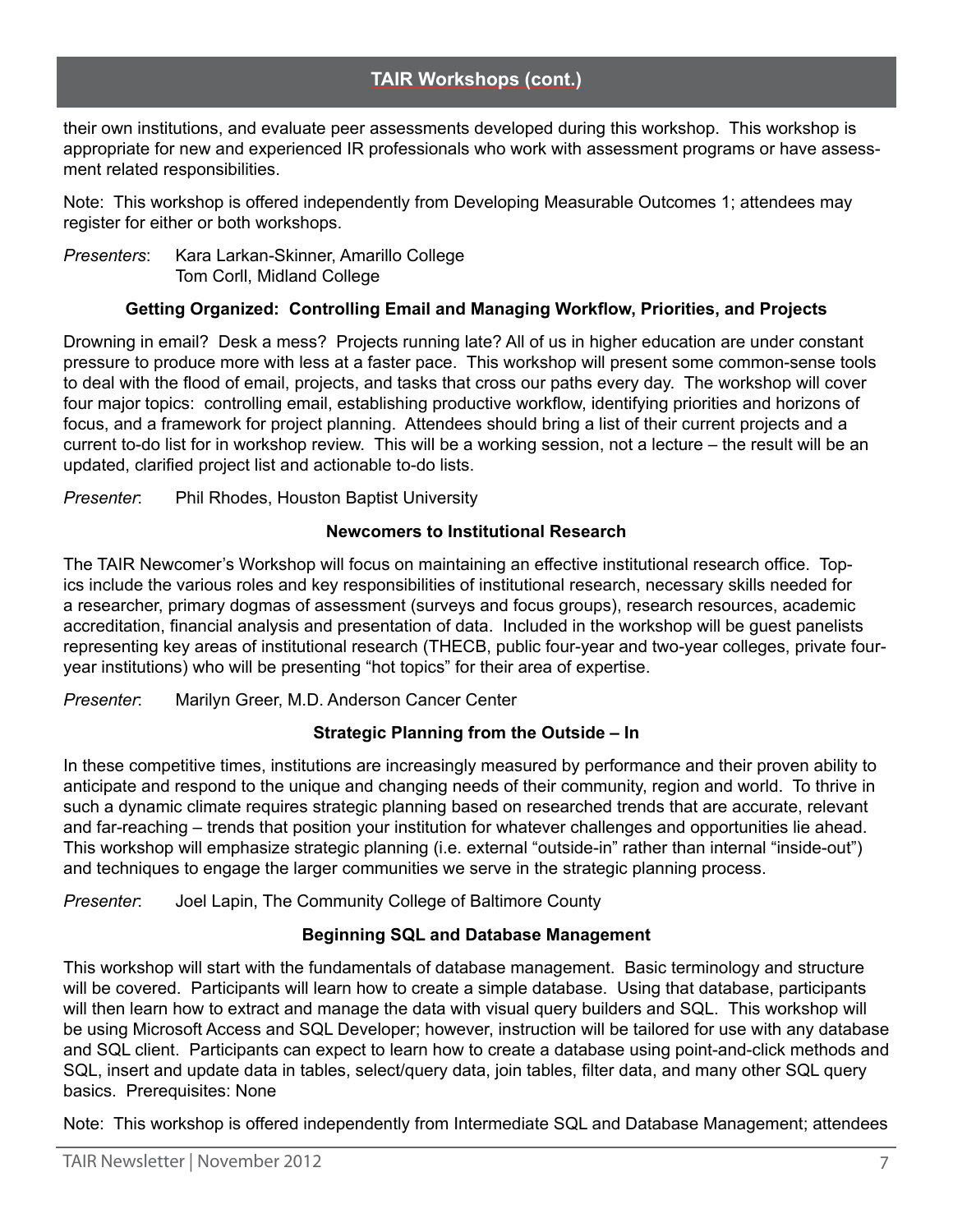## TAIR Workshops (cont.)

their own institutions, and evaluate peer assessments developed during this workshop. This workshop is appropriate for new and experienced IR professionals who work with assessment programs or have assessment related responsibilities.

Note: This workshop is offered independently from Developing Measurable Outcomes 1; attendees may register for either or both workshops.

*Presenters*: Kara Larkan-Skinner, Amarillo College
Tom Corll, Midland College

### Getting Organized: Controlling Email and Managing Workflow, Priorities, and Projects

Drowning in email? Desk a mess? Projects running late? All of us in higher education are under constant pressure to produce more with less at a faster pace. This workshop will present some common-sense tools to deal with the flood of email, projects, and tasks that cross our paths every day. The workshop will cover four major topics: controlling email, establishing productive workflow, identifying priorities and horizons of focus, and a framework for project planning. Attendees should bring a list of their current projects and a current to-do list for in workshop review. This will be a working session, not a lecture – the result will be an updated, clarified project list and actionable to-do lists.

*Presenter*: Phil Rhodes, Houston Baptist University

### Newcomers to Institutional Research

The TAIR Newcomer's Workshop will focus on maintaining an effective institutional research office. Topics include the various roles and key responsibilities of institutional research, necessary skills needed for a researcher, primary dogmas of assessment (surveys and focus groups), research resources, academic accreditation, financial analysis and presentation of data. Included in the workshop will be guest panelists representing key areas of institutional research (THECB, public four-year and two-year colleges, private four-year institutions) who will be presenting "hot topics" for their area of expertise.

*Presenter*: Marilyn Greer, M.D. Anderson Cancer Center

### Strategic Planning from the Outside – In

In these competitive times, institutions are increasingly measured by performance and their proven ability to anticipate and respond to the unique and changing needs of their community, region and world. To thrive in such a dynamic climate requires strategic planning based on researched trends that are accurate, relevant and far-reaching – trends that position your institution for whatever challenges and opportunities lie ahead. This workshop will emphasize strategic planning (i.e. external "outside-in" rather than internal "inside-out") and techniques to engage the larger communities we serve in the strategic planning process.

*Presenter*: Joel Lapin, The Community College of Baltimore County

### Beginning SQL and Database Management

This workshop will start with the fundamentals of database management. Basic terminology and structure will be covered. Participants will learn how to create a simple database. Using that database, participants will then learn how to extract and manage the data with visual query builders and SQL. This workshop will be using Microsoft Access and SQL Developer; however, instruction will be tailored for use with any database and SQL client. Participants can expect to learn how to create a database using point-and-click methods and SQL, insert and update data in tables, select/query data, join tables, filter data, and many other SQL query basics. Prerequisites: None

Note: This workshop is offered independently from Intermediate SQL and Database Management; attendees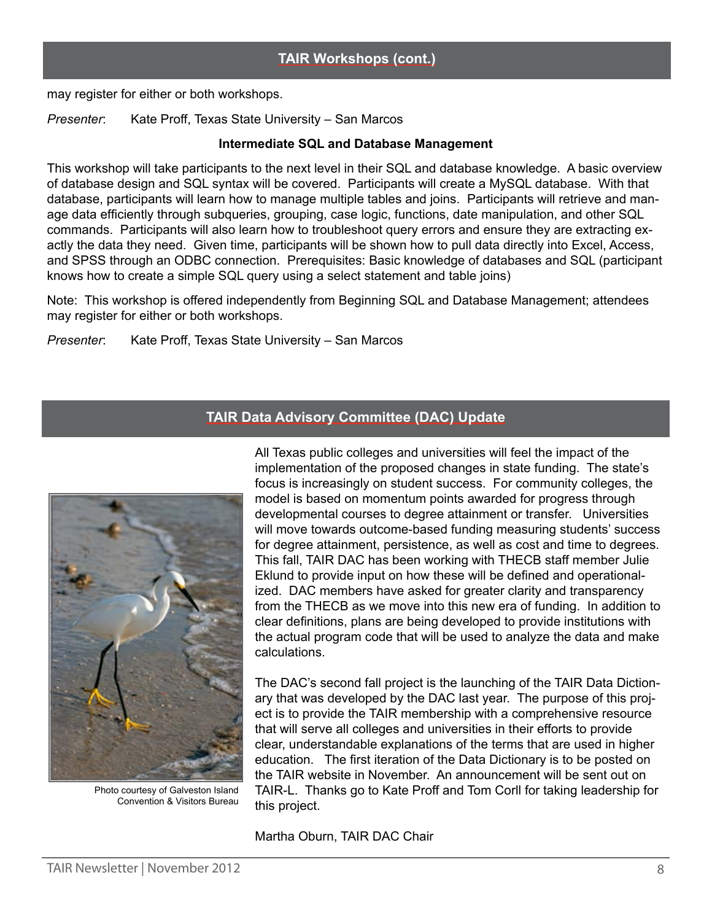## TAIR Workshops (cont.)

may register for either or both workshops.

*Presenter*: Kate Proff, Texas State University – San Marcos

**Intermediate SQL and Database Management**

This workshop will take participants to the next level in their SQL and database knowledge. A basic overview of database design and SQL syntax will be covered. Participants will create a MySQL database. With that database, participants will learn how to manage multiple tables and joins. Participants will retrieve and manage data efficiently through subqueries, grouping, case logic, functions, date manipulation, and other SQL commands. Participants will also learn how to troubleshoot query errors and ensure they are extracting exactly the data they need. Given time, participants will be shown how to pull data directly into Excel, Access, and SPSS through an ODBC connection. Prerequisites: Basic knowledge of databases and SQL (participant knows how to create a simple SQL query using a select statement and table joins)

Note: This workshop is offered independently from Beginning SQL and Database Management; attendees may register for either or both workshops.

*Presenter*: Kate Proff, Texas State University – San Marcos

## TAIR Data Advisory Committee (DAC) Update

All Texas public colleges and universities will feel the impact of the implementation of the proposed changes in state funding. The state's focus is increasingly on student success. For community colleges, the model is based on momentum points awarded for progress through developmental courses to degree attainment or transfer. Universities will move towards outcome-based funding measuring students' success for degree attainment, persistence, as well as cost and time to degrees. This fall, TAIR DAC has been working with THECB staff member Julie Eklund to provide input on how these will be defined and operationalized. DAC members have asked for greater clarity and transparency from the THECB as we move into this new era of funding. In addition to clear definitions, plans are being developed to provide institutions with the actual program code that will be used to analyze the data and make calculations.

Photo courtesy of Galveston Island Convention & Visitors Bureau

The DAC's second fall project is the launching of the TAIR Data Dictionary that was developed by the DAC last year. The purpose of this project is to provide the TAIR membership with a comprehensive resource that will serve all colleges and universities in their efforts to provide clear, understandable explanations of the terms that are used in higher education. The first iteration of the Data Dictionary is to be posted on the TAIR website in November. An announcement will be sent out on TAIR-L. Thanks go to Kate Proff and Tom Corll for taking leadership for this project.

Martha Oburn, TAIR DAC Chair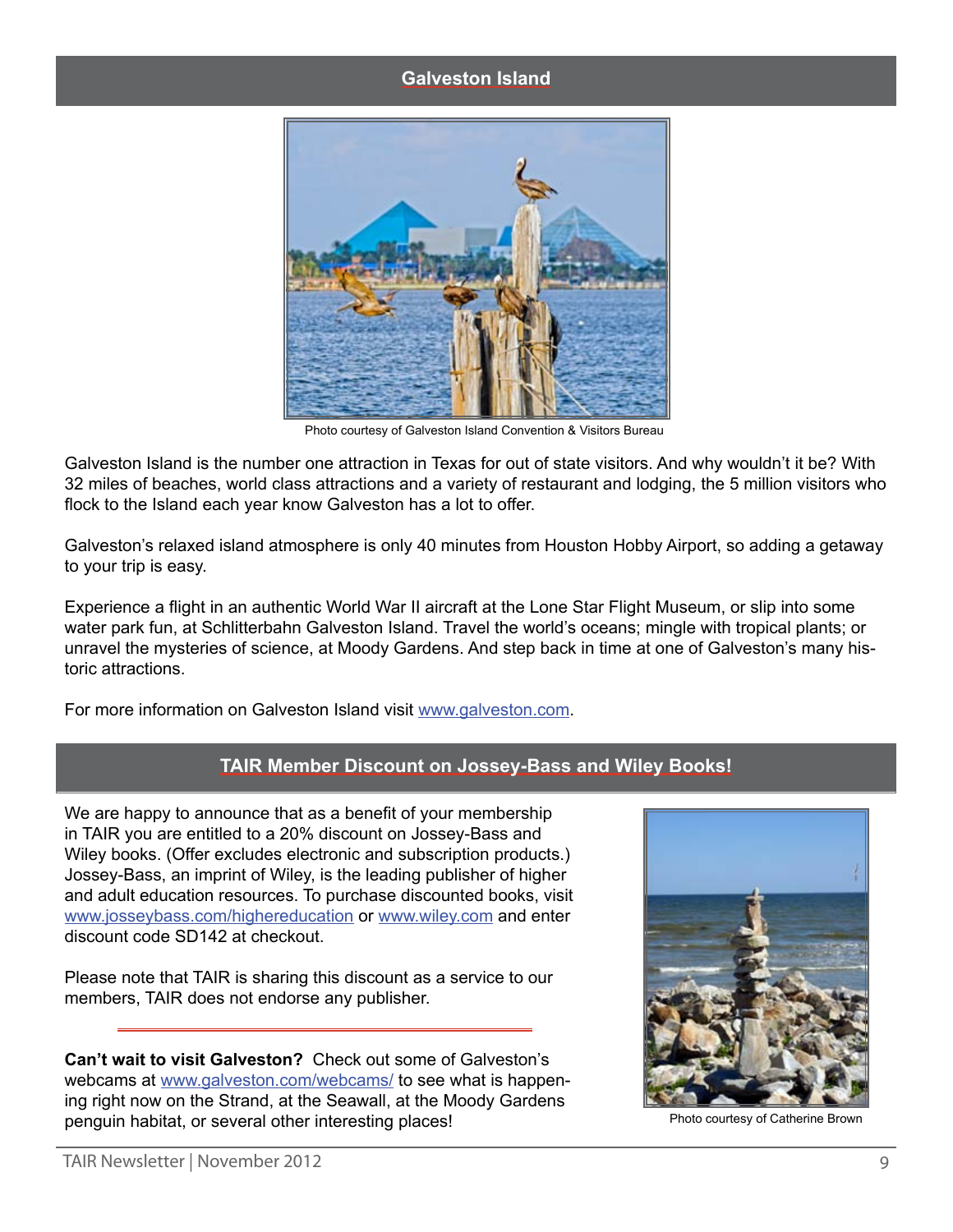## Galveston Island

Photo courtesy of Galveston Island Convention & Visitors Bureau

Galveston Island is the number one attraction in Texas for out of state visitors. And why wouldn't it be? With 32 miles of beaches, world class attractions and a variety of restaurant and lodging, the 5 million visitors who flock to the Island each year know Galveston has a lot to offer.

Galveston's relaxed island atmosphere is only 40 minutes from Houston Hobby Airport, so adding a getaway to your trip is easy.

Experience a flight in an authentic World War II aircraft at the Lone Star Flight Museum, or slip into some water park fun, at Schlitterbahn Galveston Island. Travel the world's oceans; mingle with tropical plants; or unravel the mysteries of science, at Moody Gardens. And step back in time at one of Galveston's many historic attractions.

For more information on Galveston Island visit www.galveston.com.

## TAIR Member Discount on Jossey-Bass and Wiley Books!

We are happy to announce that as a benefit of your membership in TAIR you are entitled to a 20% discount on Jossey-Bass and Wiley books. (Offer excludes electronic and subscription products.) Jossey-Bass, an imprint of Wiley, is the leading publisher of higher and adult education resources. To purchase discounted books, visit www.josseybass.com/highereducation or www.wiley.com and enter discount code SD142 at checkout.

Please note that TAIR is sharing this discount as a service to our members, TAIR does not endorse any publisher.

---

**Can't wait to visit Galveston?** Check out some of Galveston's webcams at www.galveston.com/webcams/ to see what is happening right now on the Strand, at the Seawall, at the Moody Gardens penguin habitat, or several other interesting places!

Photo courtesy of Catherine Brown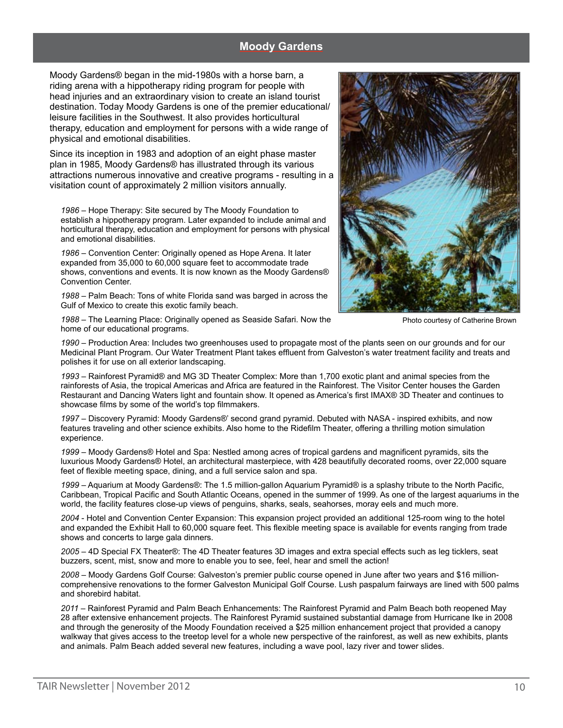## Moody Gardens

Moody Gardens® began in the mid-1980s with a horse barn, a riding arena with a hippotherapy riding program for people with head injuries and an extraordinary vision to create an island tourist destination. Today Moody Gardens is one of the premier educational/ leisure facilities in the Southwest. It also provides horticultural therapy, education and employment for persons with a wide range of physical and emotional disabilities.

Since its inception in 1983 and adoption of an eight phase master plan in 1985, Moody Gardens® has illustrated through its various attractions numerous innovative and creative programs - resulting in a visitation count of approximately 2 million visitors annually.

*1986* – Hope Therapy: Site secured by The Moody Foundation to establish a hippotherapy program. Later expanded to include animal and horticultural therapy, education and employment for persons with physical and emotional disabilities.

*1986* – Convention Center: Originally opened as Hope Arena. It later expanded from 35,000 to 60,000 square feet to accommodate trade shows, conventions and events. It is now known as the Moody Gardens® Convention Center.

*1988* – Palm Beach: Tons of white Florida sand was barged in across the Gulf of Mexico to create this exotic family beach.

*1988* – The Learning Place: Originally opened as Seaside Safari. Now the home of our educational programs.

Photo courtesy of Catherine Brown

*1990* – Production Area: Includes two greenhouses used to propagate most of the plants seen on our grounds and for our Medicinal Plant Program. Our Water Treatment Plant takes effluent from Galveston's water treatment facility and treats and polishes it for use on all exterior landscaping.

*1993* – Rainforest Pyramid® and MG 3D Theater Complex: More than 1,700 exotic plant and animal species from the rainforests of Asia, the tropical Americas and Africa are featured in the Rainforest. The Visitor Center houses the Garden Restaurant and Dancing Waters light and fountain show. It opened as America's first IMAX® 3D Theater and continues to showcase films by some of the world's top filmmakers.

*1997* – Discovery Pyramid: Moody Gardens®' second grand pyramid. Debuted with NASA - inspired exhibits, and now features traveling and other science exhibits. Also home to the Ridefilm Theater, offering a thrilling motion simulation experience.

*1999* – Moody Gardens® Hotel and Spa: Nestled among acres of tropical gardens and magnificent pyramids, sits the luxurious Moody Gardens® Hotel, an architectural masterpiece, with 428 beautifully decorated rooms, over 22,000 square feet of flexible meeting space, dining, and a full service salon and spa.

*1999* – Aquarium at Moody Gardens®: The 1.5 million-gallon Aquarium Pyramid® is a splashy tribute to the North Pacific, Caribbean, Tropical Pacific and South Atlantic Oceans, opened in the summer of 1999. As one of the largest aquariums in the world, the facility features close-up views of penguins, sharks, seals, seahorses, moray eels and much more.

*2004* - Hotel and Convention Center Expansion: This expansion project provided an additional 125-room wing to the hotel and expanded the Exhibit Hall to 60,000 square feet. This flexible meeting space is available for events ranging from trade shows and concerts to large gala dinners.

*2005* – 4D Special FX Theater®: The 4D Theater features 3D images and extra special effects such as leg ticklers, seat buzzers, scent, mist, snow and more to enable you to see, feel, hear and smell the action!

*2008* – Moody Gardens Golf Course: Galveston's premier public course opened in June after two years and $16 million-comprehensive renovations to the former Galveston Municipal Golf Course. Lush paspalum fairways are lined with 500 palms and shorebird habitat.

*2011* – Rainforest Pyramid and Palm Beach Enhancements: The Rainforest Pyramid and Palm Beach both reopened May 28 after extensive enhancement projects. The Rainforest Pyramid sustained substantial damage from Hurricane Ike in 2008 and through the generosity of the Moody Foundation received a $25 million enhancement project that provided a canopy walkway that gives access to the treetop level for a whole new perspective of the rainforest, as well as new exhibits, plants and animals. Palm Beach added several new features, including a wave pool, lazy river and tower slides.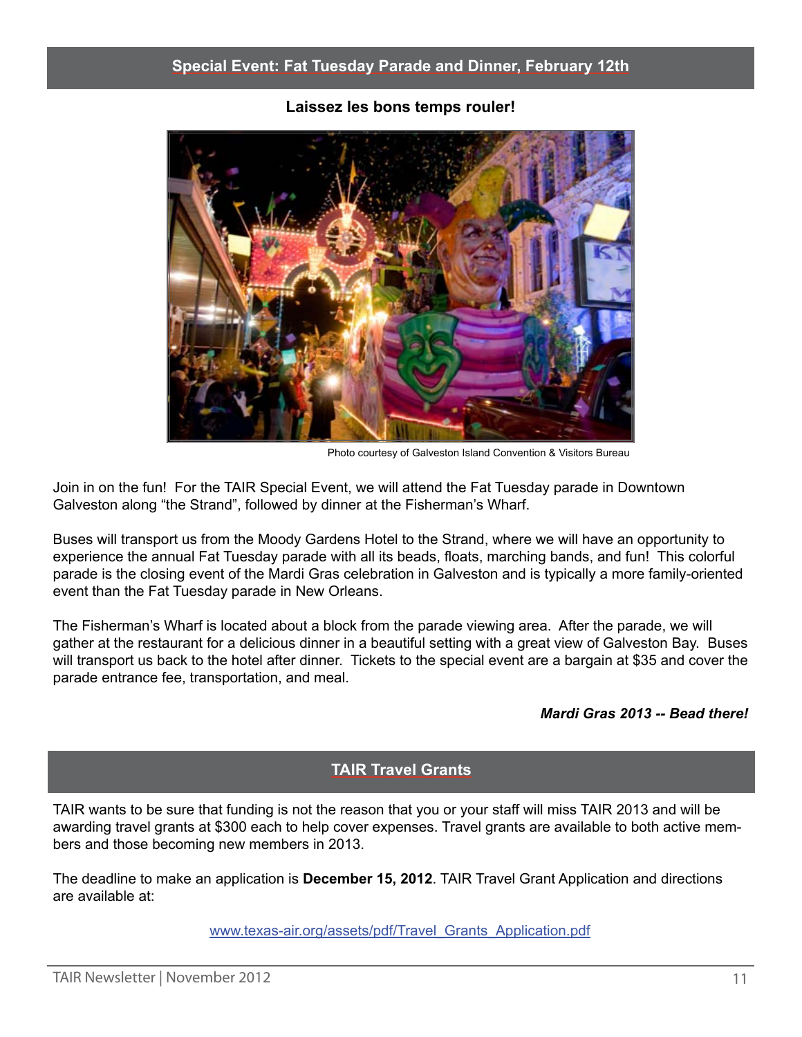## Special Event: Fat Tuesday Parade and Dinner, February 12th

**Laissez les bons temps rouler!**

Photo courtesy of Galveston Island Convention & Visitors Bureau

Join in on the fun! For the TAIR Special Event, we will attend the Fat Tuesday parade in Downtown Galveston along "the Strand", followed by dinner at the Fisherman's Wharf.

Buses will transport us from the Moody Gardens Hotel to the Strand, where we will have an opportunity to experience the annual Fat Tuesday parade with all its beads, floats, marching bands, and fun! This colorful parade is the closing event of the Mardi Gras celebration in Galveston and is typically a more family-oriented event than the Fat Tuesday parade in New Orleans.

The Fisherman's Wharf is located about a block from the parade viewing area. After the parade, we will gather at the restaurant for a delicious dinner in a beautiful setting with a great view of Galveston Bay. Buses will transport us back to the hotel after dinner. Tickets to the special event are a bargain at $35 and cover the parade entrance fee, transportation, and meal.

***Mardi Gras 2013 -- Bead there!***

## TAIR Travel Grants

TAIR wants to be sure that funding is not the reason that you or your staff will miss TAIR 2013 and will be awarding travel grants at $300 each to help cover expenses. Travel grants are available to both active members and those becoming new members in 2013.

The deadline to make an application is **December 15, 2012**. TAIR Travel Grant Application and directions are available at:

www.texas-air.org/assets/pdf/Travel_Grants_Application.pdf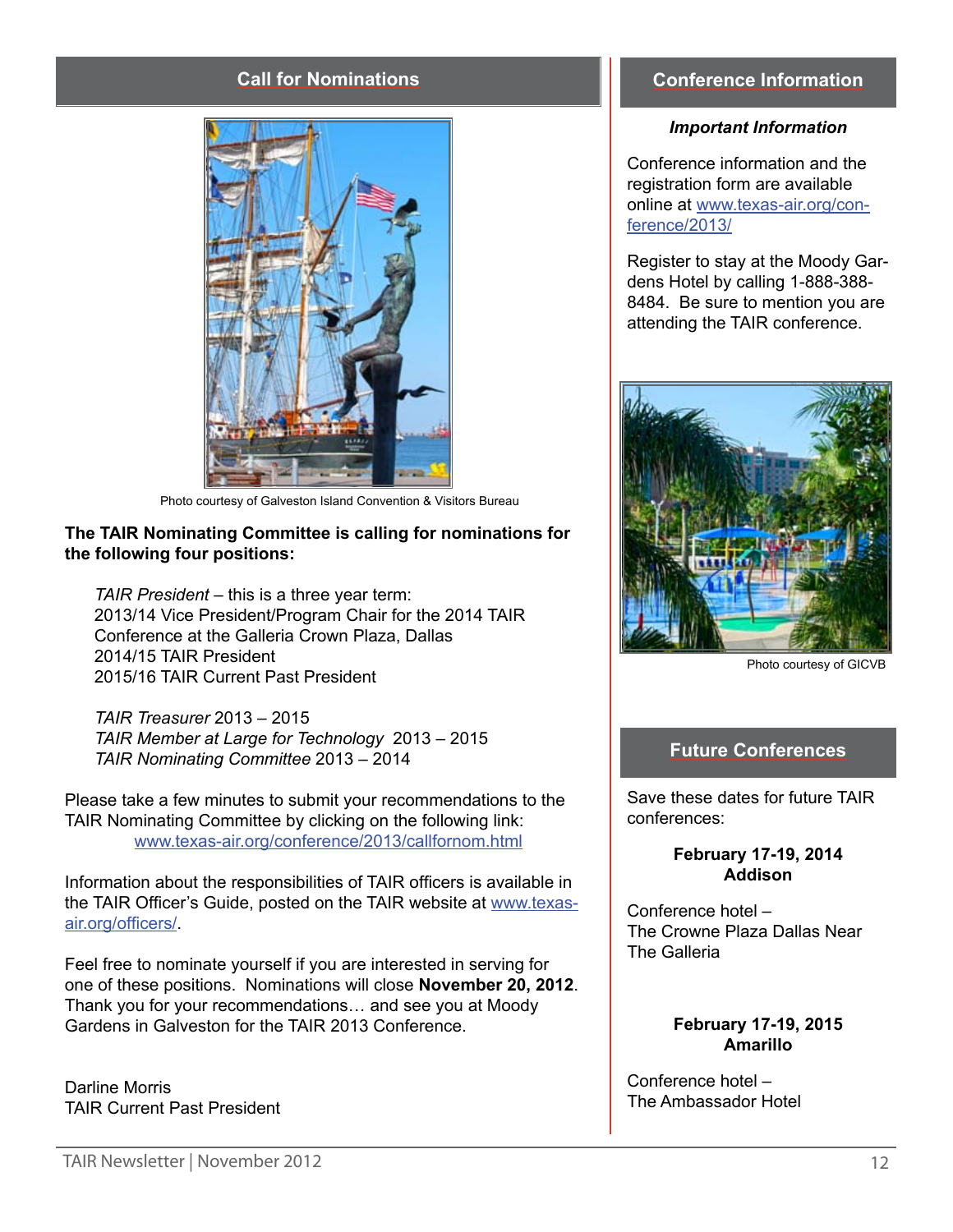## Call for Nominations

Photo courtesy of Galveston Island Convention & Visitors Bureau

**The TAIR Nominating Committee is calling for nominations for the following four positions:**

*TAIR President* – this is a three year term:
2013/14 Vice President/Program Chair for the 2014 TAIR Conference at the Galleria Crown Plaza, Dallas
2014/15 TAIR President
2015/16 TAIR Current Past President

*TAIR Treasurer* 2013 – 2015
*TAIR Member at Large for Technology* 2013 – 2015
*TAIR Nominating Committee* 2013 – 2014

Please take a few minutes to submit your recommendations to the TAIR Nominating Committee by clicking on the following link:
www.texas-air.org/conference/2013/callfornom.html

Information about the responsibilities of TAIR officers is available in the TAIR Officer's Guide, posted on the TAIR website at www.texas-air.org/officers/.

Feel free to nominate yourself if you are interested in serving for one of these positions. Nominations will close **November 20, 2012**. Thank you for your recommendations… and see you at Moody Gardens in Galveston for the TAIR 2013 Conference.

Darline Morris
TAIR Current Past President

## Conference Information

***Important Information***

Conference information and the registration form are available online at www.texas-air.org/conference/2013/

Register to stay at the Moody Gardens Hotel by calling 1-888-388-8484. Be sure to mention you are attending the TAIR conference.

Photo courtesy of GICVB

## Future Conferences

Save these dates for future TAIR conferences:

**February 17-19, 2014**
**Addison**

Conference hotel –
The Crowne Plaza Dallas Near The Galleria

**February 17-19, 2015**
**Amarillo**

Conference hotel –
The Ambassador Hotel